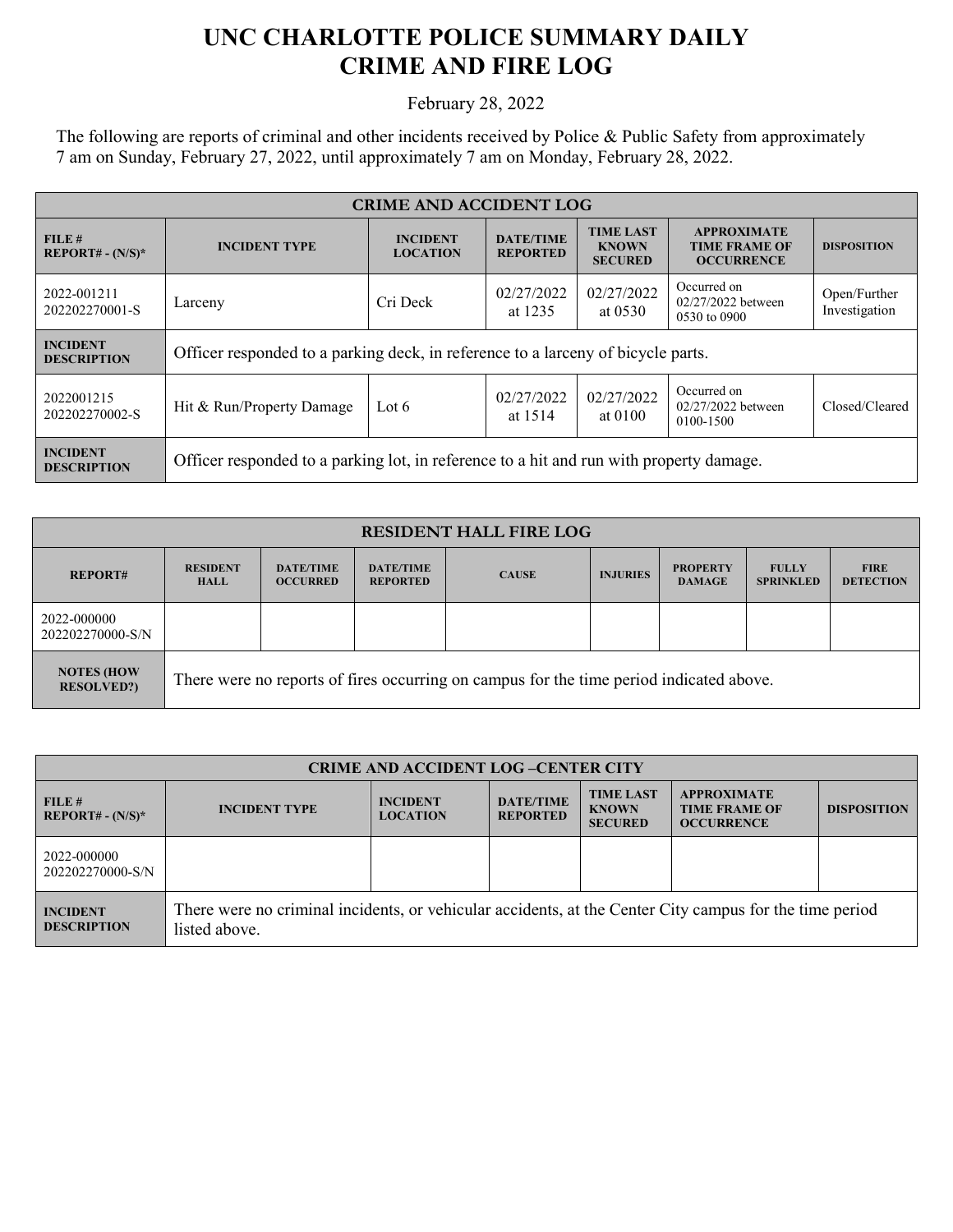# UNC CHARLOTTE POLICE SUMMARY DAILY CRIME AND FIRE LOG

February 28, 2022

The following are reports of criminal and other incidents received by Police & Public Safety from approximately 7 am on Sunday, February 27, 2022, until approximately 7 am on Monday, February 28, 2022.

| CRIME AND ACCIDENT LOG | | | | | | |
|---|---|---|---|---|---|---|
| **FILE # REPORT# - (N/S)*** | **INCIDENT TYPE** | **INCIDENT LOCATION** | **DATE/TIME REPORTED** | **TIME LAST KNOWN SECURED** | **APPROXIMATE TIME FRAME OF OCCURRENCE** | **DISPOSITION** |
| 2022-001211 202202270001-S | Larceny | Cri Deck | 02/27/2022 at 1235 | 02/27/2022 at 0530 | Occurred on 02/27/2022 between 0530 to 0900 | Open/Further Investigation |
| **INCIDENT DESCRIPTION** | Officer responded to a parking deck, in reference to a larceny of bicycle parts. | | | | | |
| 2022001215 202202270002-S | Hit & Run/Property Damage | Lot 6 | 02/27/2022 at 1514 | 02/27/2022 at 0100 | Occurred on 02/27/2022 between 0100-1500 | Closed/Cleared |
| **INCIDENT DESCRIPTION** | Officer responded to a parking lot, in reference to a hit and run with property damage. | | | | | |

| RESIDENT HALL FIRE LOG | | | | | | | | |
|---|---|---|---|---|---|---|---|---|
| **REPORT#** | **RESIDENT HALL** | **DATE/TIME OCCURRED** | **DATE/TIME REPORTED** | **CAUSE** | **INJURIES** | **PROPERTY DAMAGE** | **FULLY SPRINKLED** | **FIRE DETECTION** |
| 2022-000000 202202270000-S/N | | | | | | | | |
| **NOTES (HOW RESOLVED?)** | There were no reports of fires occurring on campus for the time period indicated above. | | | | | | | |

| CRIME AND ACCIDENT LOG –CENTER CITY | | | | | | |
|---|---|---|---|---|---|---|
| **FILE # REPORT# - (N/S)*** | **INCIDENT TYPE** | **INCIDENT LOCATION** | **DATE/TIME REPORTED** | **TIME LAST KNOWN SECURED** | **APPROXIMATE TIME FRAME OF OCCURRENCE** | **DISPOSITION** |
| 2022-000000 202202270000-S/N | | | | | | |
| **INCIDENT DESCRIPTION** | There were no criminal incidents, or vehicular accidents, at the Center City campus for the time period listed above. | | | | | |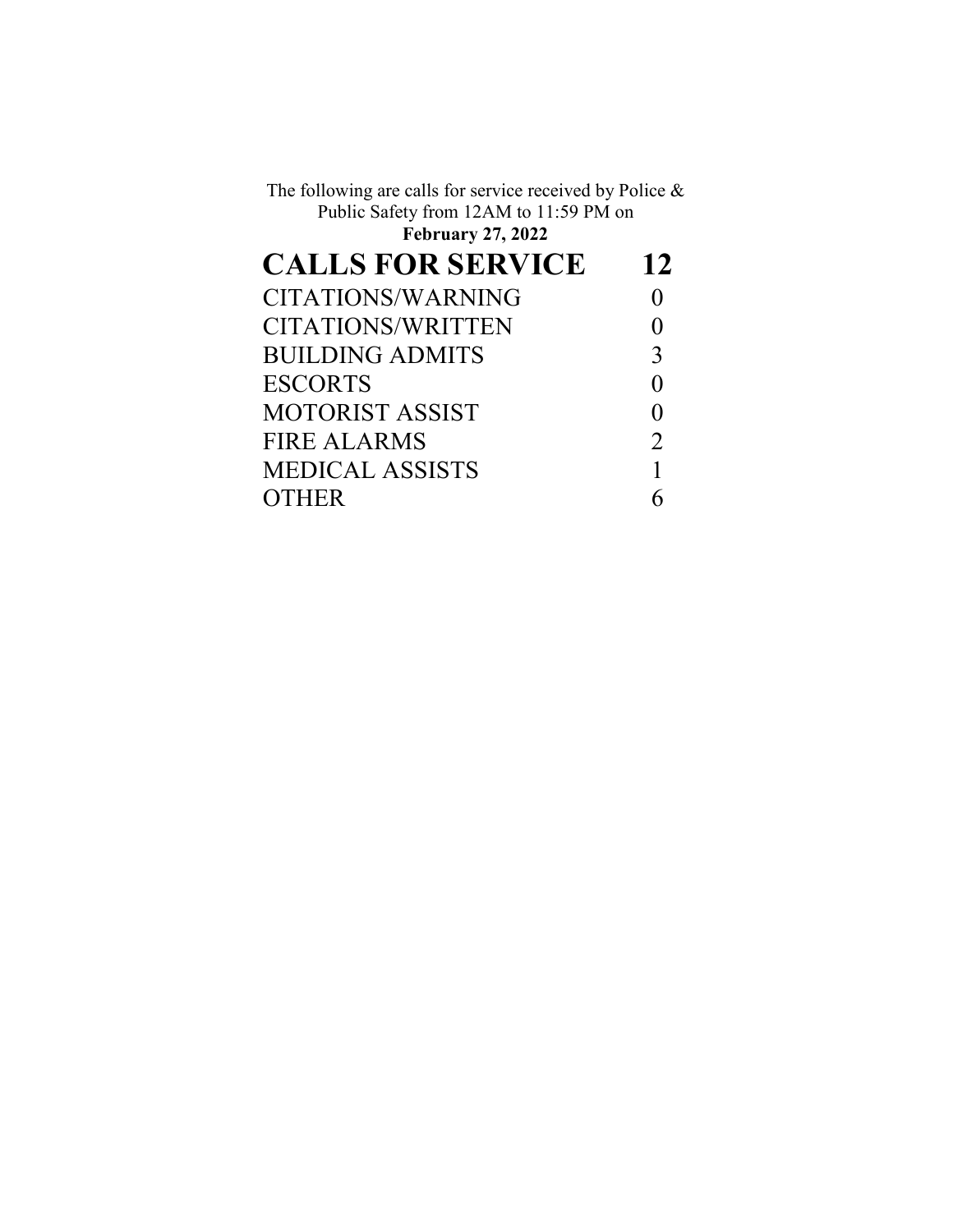The following are calls for service received by Police & Public Safety from 12AM to 11:59 PM on

**February 27, 2022**

| | |
|---|---|
| **CALLS FOR SERVICE** | **12** |
| CITATIONS/WARNING | 0 |
| CITATIONS/WRITTEN | 0 |
| BUILDING ADMITS | 3 |
| ESCORTS | 0 |
| MOTORIST ASSIST | 0 |
| FIRE ALARMS | 2 |
| MEDICAL ASSISTS | 1 |
| OTHER | 6 |